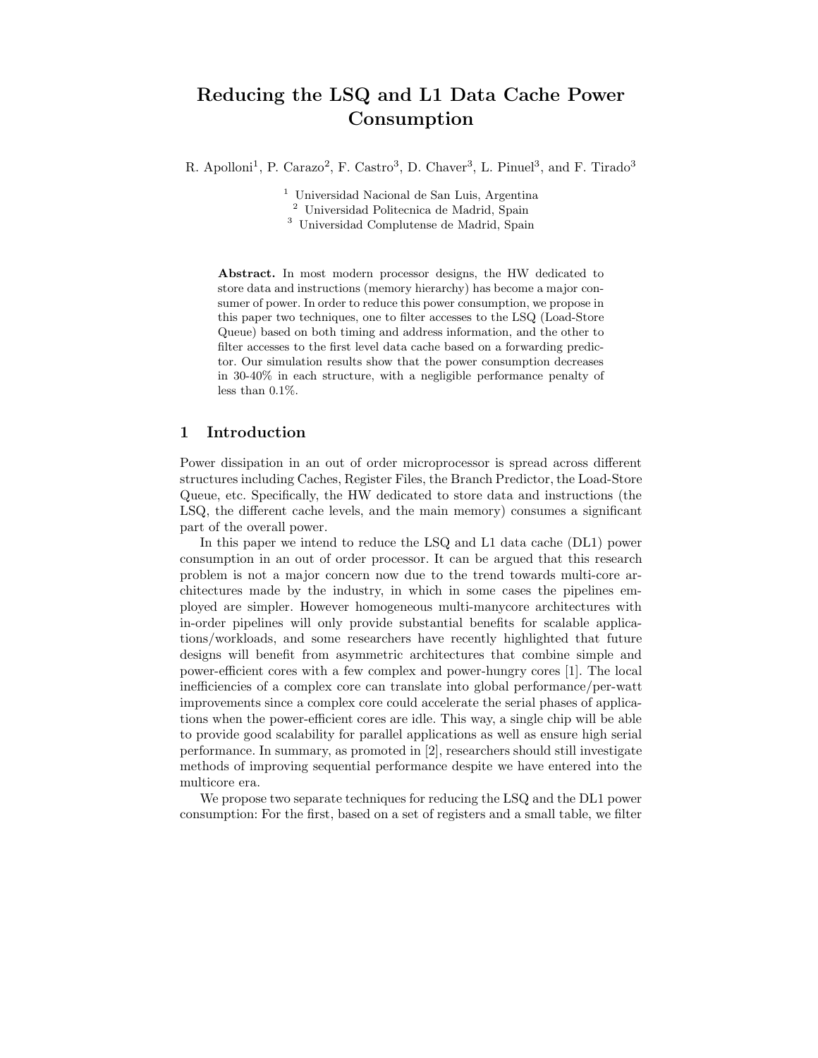# Reducing the LSQ and L1 Data Cache Power Consumption

R. Apolloni[1], P. Carazo[2], F. Castro[3], D. Chaver[3], L. Pinuel[3], and F. Tirado[3]

[1] Universidad Nacional de San Luis, Argentina
[2] Universidad Politecnica de Madrid, Spain
[3] Universidad Complutense de Madrid, Spain

**Abstract.** In most modern processor designs, the HW dedicated to store data and instructions (memory hierarchy) has become a major consumer of power. In order to reduce this power consumption, we propose in this paper two techniques, one to filter accesses to the LSQ (Load-Store Queue) based on both timing and address information, and the other to filter accesses to the first level data cache based on a forwarding predictor. Our simulation results show that the power consumption decreases in 30-40% in each structure, with a negligible performance penalty of less than 0.1%.

## 1 Introduction

Power dissipation in an out of order microprocessor is spread across different structures including Caches, Register Files, the Branch Predictor, the Load-Store Queue, etc. Specifically, the HW dedicated to store data and instructions (the LSQ, the different cache levels, and the main memory) consumes a significant part of the overall power.

In this paper we intend to reduce the LSQ and L1 data cache (DL1) power consumption in an out of order processor. It can be argued that this research problem is not a major concern now due to the trend towards multi-core architectures made by the industry, in which in some cases the pipelines employed are simpler. However homogeneous multi-manycore architectures with in-order pipelines will only provide substantial benefits for scalable applications/workloads, and some researchers have recently highlighted that future designs will benefit from asymmetric architectures that combine simple and power-efficient cores with a few complex and power-hungry cores [1]. The local inefficiencies of a complex core can translate into global performance/per-watt improvements since a complex core could accelerate the serial phases of applications when the power-efficient cores are idle. This way, a single chip will be able to provide good scalability for parallel applications as well as ensure high serial performance. In summary, as promoted in [2], researchers should still investigate methods of improving sequential performance despite we have entered into the multicore era.

We propose two separate techniques for reducing the LSQ and the DL1 power consumption: For the first, based on a set of registers and a small table, we filter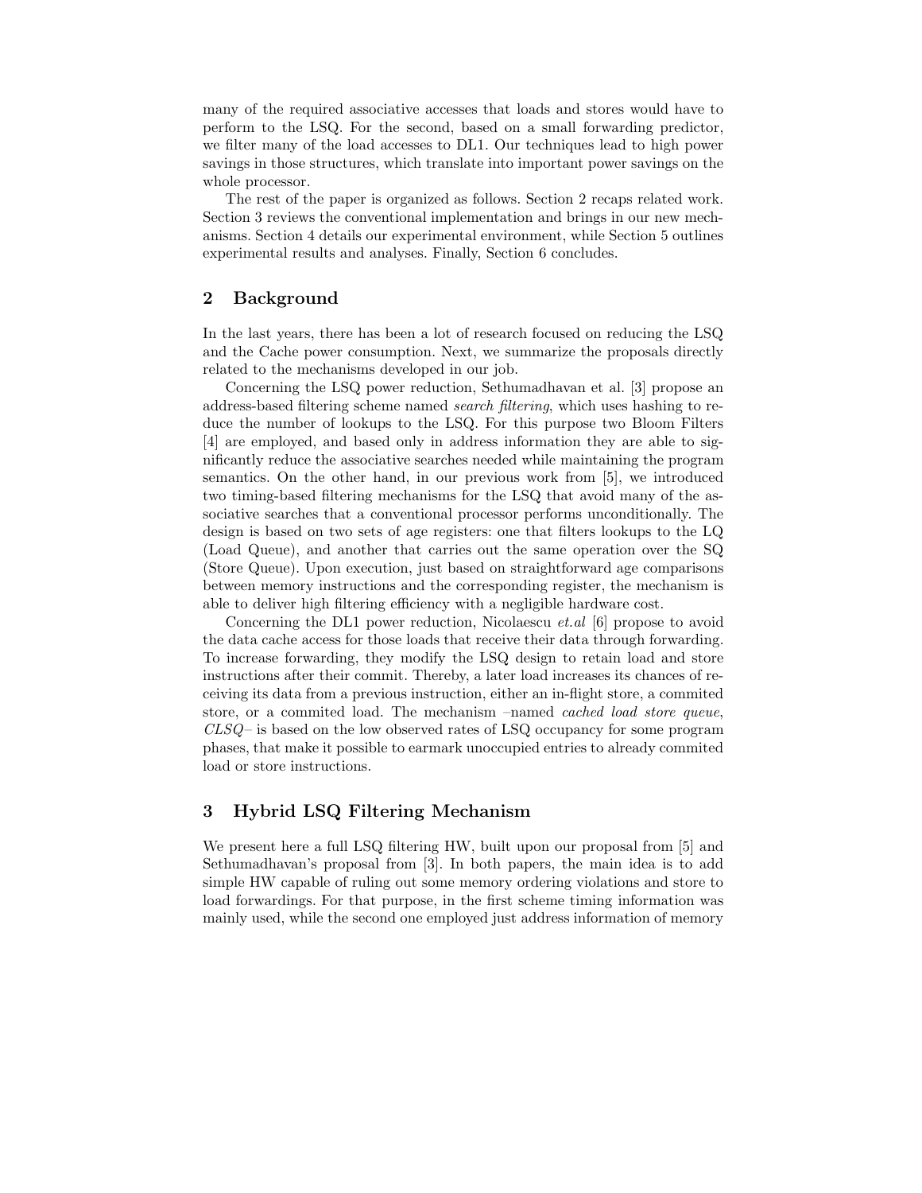many of the required associative accesses that loads and stores would have to perform to the LSQ. For the second, based on a small forwarding predictor, we filter many of the load accesses to DL1. Our techniques lead to high power savings in those structures, which translate into important power savings on the whole processor.

The rest of the paper is organized as follows. Section 2 recaps related work. Section 3 reviews the conventional implementation and brings in our new mechanisms. Section 4 details our experimental environment, while Section 5 outlines experimental results and analyses. Finally, Section 6 concludes.

## 2 Background

In the last years, there has been a lot of research focused on reducing the LSQ and the Cache power consumption. Next, we summarize the proposals directly related to the mechanisms developed in our job.

Concerning the LSQ power reduction, Sethumadhavan et al. [3] propose an address-based filtering scheme named *search filtering*, which uses hashing to reduce the number of lookups to the LSQ. For this purpose two Bloom Filters [4] are employed, and based only in address information they are able to significantly reduce the associative searches needed while maintaining the program semantics. On the other hand, in our previous work from [5], we introduced two timing-based filtering mechanisms for the LSQ that avoid many of the associative searches that a conventional processor performs unconditionally. The design is based on two sets of age registers: one that filters lookups to the LQ (Load Queue), and another that carries out the same operation over the SQ (Store Queue). Upon execution, just based on straightforward age comparisons between memory instructions and the corresponding register, the mechanism is able to deliver high filtering efficiency with a negligible hardware cost.

Concerning the DL1 power reduction, Nicolaescu *et.al* [6] propose to avoid the data cache access for those loads that receive their data through forwarding. To increase forwarding, they modify the LSQ design to retain load and store instructions after their commit. Thereby, a later load increases its chances of receiving its data from a previous instruction, either an in-flight store, a commited store, or a commited load. The mechanism –named *cached load store queue*, *CLSQ*– is based on the low observed rates of LSQ occupancy for some program phases, that make it possible to earmark unoccupied entries to already commited load or store instructions.

## 3 Hybrid LSQ Filtering Mechanism

We present here a full LSQ filtering HW, built upon our proposal from [5] and Sethumadhavan's proposal from [3]. In both papers, the main idea is to add simple HW capable of ruling out some memory ordering violations and store to load forwardings. For that purpose, in the first scheme timing information was mainly used, while the second one employed just address information of memory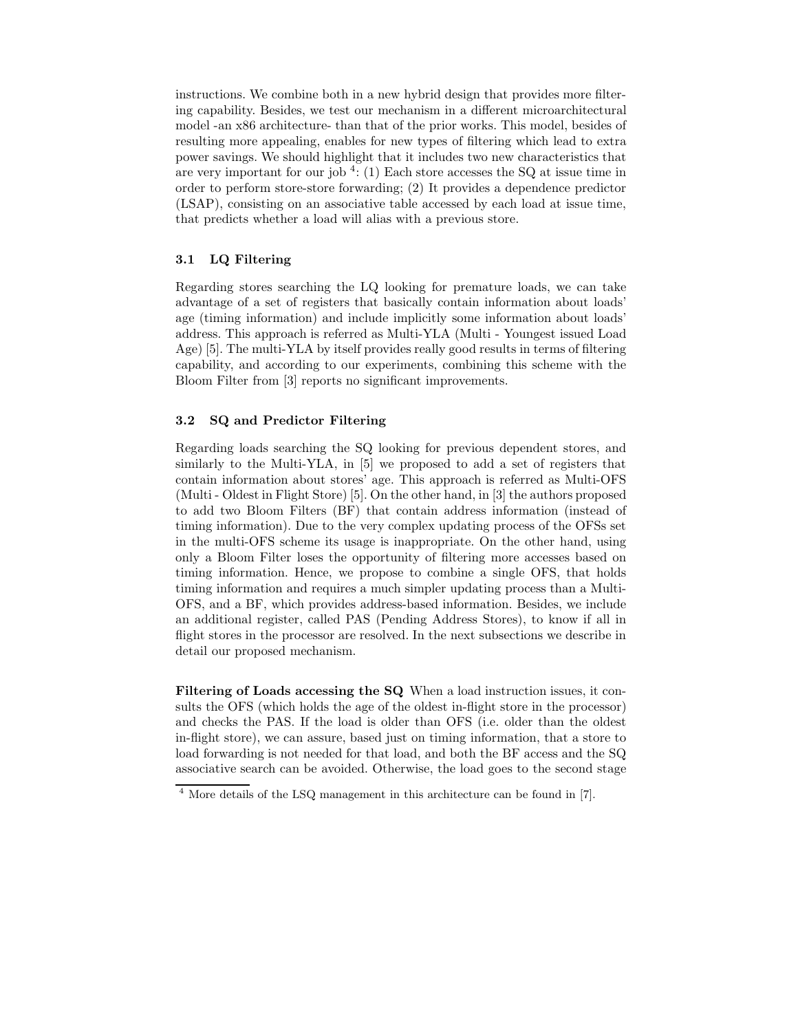instructions. We combine both in a new hybrid design that provides more filtering capability. Besides, we test our mechanism in a different microarchitectural model -an x86 architecture- than that of the prior works. This model, besides of resulting more appealing, enables for new types of filtering which lead to extra power savings. We should highlight that it includes two new characteristics that are very important for our job [4]: (1) Each store accesses the SQ at issue time in order to perform store-store forwarding; (2) It provides a dependence predictor (LSAP), consisting on an associative table accessed by each load at issue time, that predicts whether a load will alias with a previous store.

### 3.1 LQ Filtering

Regarding stores searching the LQ looking for premature loads, we can take advantage of a set of registers that basically contain information about loads' age (timing information) and include implicitly some information about loads' address. This approach is referred as Multi-YLA (Multi - Youngest issued Load Age) [5]. The multi-YLA by itself provides really good results in terms of filtering capability, and according to our experiments, combining this scheme with the Bloom Filter from [3] reports no significant improvements.

### 3.2 SQ and Predictor Filtering

Regarding loads searching the SQ looking for previous dependent stores, and similarly to the Multi-YLA, in [5] we proposed to add a set of registers that contain information about stores' age. This approach is referred as Multi-OFS (Multi - Oldest in Flight Store) [5]. On the other hand, in [3] the authors proposed to add two Bloom Filters (BF) that contain address information (instead of timing information). Due to the very complex updating process of the OFSs set in the multi-OFS scheme its usage is inappropriate. On the other hand, using only a Bloom Filter loses the opportunity of filtering more accesses based on timing information. Hence, we propose to combine a single OFS, that holds timing information and requires a much simpler updating process than a Multi-OFS, and a BF, which provides address-based information. Besides, we include an additional register, called PAS (Pending Address Stores), to know if all in flight stores in the processor are resolved. In the next subsections we describe in detail our proposed mechanism.

**Filtering of Loads accessing the SQ** When a load instruction issues, it consults the OFS (which holds the age of the oldest in-flight store in the processor) and checks the PAS. If the load is older than OFS (i.e. older than the oldest in-flight store), we can assure, based just on timing information, that a store to load forwarding is not needed for that load, and both the BF access and the SQ associative search can be avoided. Otherwise, the load goes to the second stage

[4] More details of the LSQ management in this architecture can be found in [7].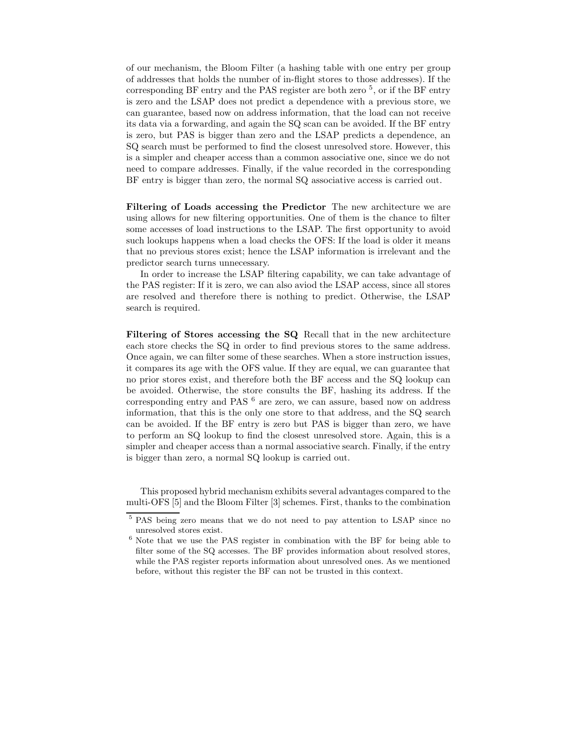of our mechanism, the Bloom Filter (a hashing table with one entry per group of addresses that holds the number of in-flight stores to those addresses). If the corresponding BF entry and the PAS register are both zero [5], or if the BF entry is zero and the LSAP does not predict a dependence with a previous store, we can guarantee, based now on address information, that the load can not receive its data via a forwarding, and again the SQ scan can be avoided. If the BF entry is zero, but PAS is bigger than zero and the LSAP predicts a dependence, an SQ search must be performed to find the closest unresolved store. However, this is a simpler and cheaper access than a common associative one, since we do not need to compare addresses. Finally, if the value recorded in the corresponding BF entry is bigger than zero, the normal SQ associative access is carried out.

**Filtering of Loads accessing the Predictor** The new architecture we are using allows for new filtering opportunities. One of them is the chance to filter some accesses of load instructions to the LSAP. The first opportunity to avoid such lookups happens when a load checks the OFS: If the load is older it means that no previous stores exist; hence the LSAP information is irrelevant and the predictor search turns unnecessary.

In order to increase the LSAP filtering capability, we can take advantage of the PAS register: If it is zero, we can also aviod the LSAP access, since all stores are resolved and therefore there is nothing to predict. Otherwise, the LSAP search is required.

**Filtering of Stores accessing the SQ** Recall that in the new architecture each store checks the SQ in order to find previous stores to the same address. Once again, we can filter some of these searches. When a store instruction issues, it compares its age with the OFS value. If they are equal, we can guarantee that no prior stores exist, and therefore both the BF access and the SQ lookup can be avoided. Otherwise, the store consults the BF, hashing its address. If the corresponding entry and PAS [6] are zero, we can assure, based now on address information, that this is the only one store to that address, and the SQ search can be avoided. If the BF entry is zero but PAS is bigger than zero, we have to perform an SQ lookup to find the closest unresolved store. Again, this is a simpler and cheaper access than a normal associative search. Finally, if the entry is bigger than zero, a normal SQ lookup is carried out.

This proposed hybrid mechanism exhibits several advantages compared to the multi-OFS [5] and the Bloom Filter [3] schemes. First, thanks to the combination

---

[5] PAS being zero means that we do not need to pay attention to LSAP since no unresolved stores exist.

[6] Note that we use the PAS register in combination with the BF for being able to filter some of the SQ accesses. The BF provides information about resolved stores, while the PAS register reports information about unresolved ones. As we mentioned before, without this register the BF can not be trusted in this context.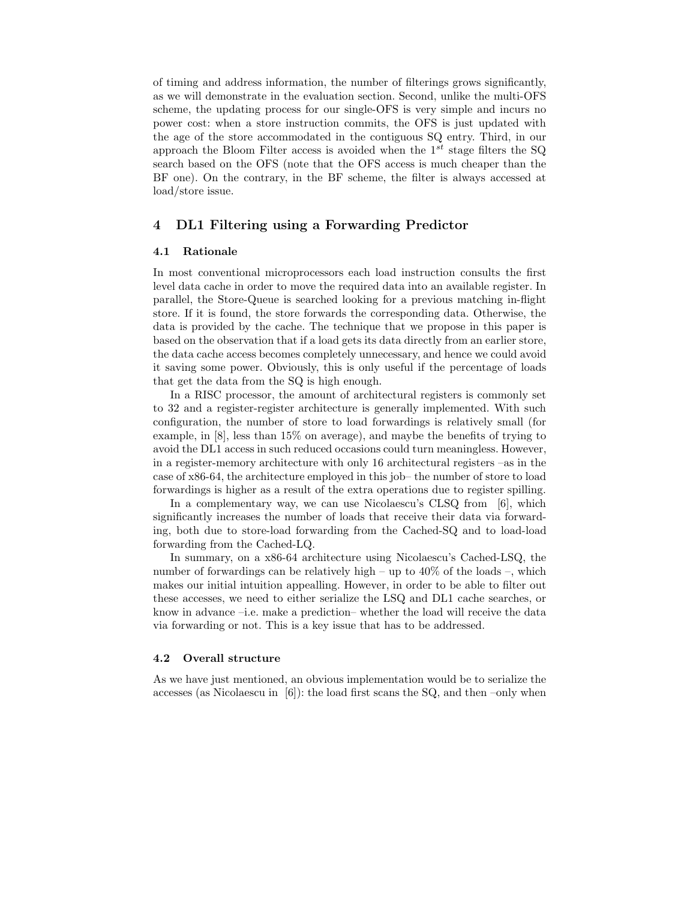of timing and address information, the number of filterings grows significantly, as we will demonstrate in the evaluation section. Second, unlike the multi-OFS scheme, the updating process for our single-OFS is very simple and incurs no power cost: when a store instruction commits, the OFS is just updated with the age of the store accommodated in the contiguous SQ entry. Third, in our approach the Bloom Filter access is avoided when the $1^{st}$ stage filters the SQ search based on the OFS (note that the OFS access is much cheaper than the BF one). On the contrary, in the BF scheme, the filter is always accessed at load/store issue.

## 4 DL1 Filtering using a Forwarding Predictor

### 4.1 Rationale

In most conventional microprocessors each load instruction consults the first level data cache in order to move the required data into an available register. In parallel, the Store-Queue is searched looking for a previous matching in-flight store. If it is found, the store forwards the corresponding data. Otherwise, the data is provided by the cache. The technique that we propose in this paper is based on the observation that if a load gets its data directly from an earlier store, the data cache access becomes completely unnecessary, and hence we could avoid it saving some power. Obviously, this is only useful if the percentage of loads that get the data from the SQ is high enough.

In a RISC processor, the amount of architectural registers is commonly set to 32 and a register-register architecture is generally implemented. With such configuration, the number of store to load forwardings is relatively small (for example, in [8], less than 15% on average), and maybe the benefits of trying to avoid the DL1 access in such reduced occasions could turn meaningless. However, in a register-memory architecture with only 16 architectural registers –as in the case of x86-64, the architecture employed in this job– the number of store to load forwardings is higher as a result of the extra operations due to register spilling.

In a complementary way, we can use Nicolaescu's CLSQ from [6], which significantly increases the number of loads that receive their data via forwarding, both due to store-load forwarding from the Cached-SQ and to load-load forwarding from the Cached-LQ.

In summary, on a x86-64 architecture using Nicolaescu's Cached-LSQ, the number of forwardings can be relatively high – up to 40% of the loads –, which makes our initial intuition appealling. However, in order to be able to filter out these accesses, we need to either serialize the LSQ and DL1 cache searches, or know in advance –i.e. make a prediction– whether the load will receive the data via forwarding or not. This is a key issue that has to be addressed.

### 4.2 Overall structure

As we have just mentioned, an obvious implementation would be to serialize the accesses (as Nicolaescu in [6]): the load first scans the SQ, and then –only when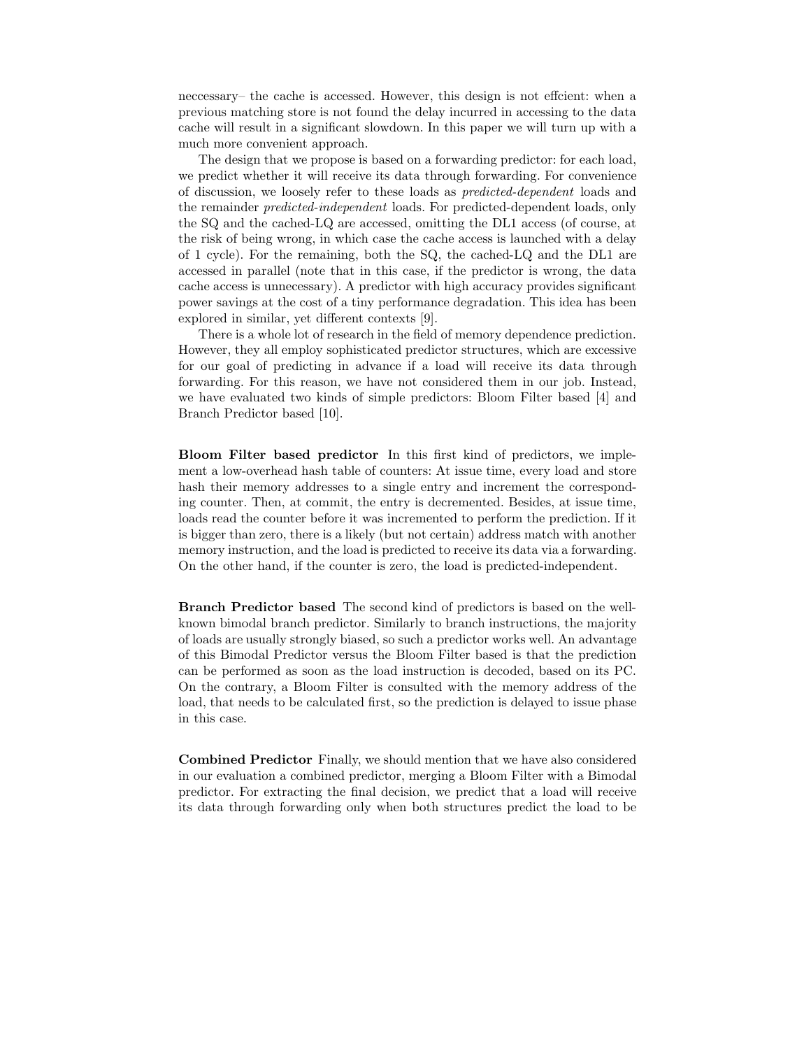neccessary– the cache is accessed. However, this design is not effcient: when a previous matching store is not found the delay incurred in accessing to the data cache will result in a significant slowdown. In this paper we will turn up with a much more convenient approach.

The design that we propose is based on a forwarding predictor: for each load, we predict whether it will receive its data through forwarding. For convenience of discussion, we loosely refer to these loads as *predicted-dependent* loads and the remainder *predicted-independent* loads. For predicted-dependent loads, only the SQ and the cached-LQ are accessed, omitting the DL1 access (of course, at the risk of being wrong, in which case the cache access is launched with a delay of 1 cycle). For the remaining, both the SQ, the cached-LQ and the DL1 are accessed in parallel (note that in this case, if the predictor is wrong, the data cache access is unnecessary). A predictor with high accuracy provides significant power savings at the cost of a tiny performance degradation. This idea has been explored in similar, yet different contexts [9].

There is a whole lot of research in the field of memory dependence prediction. However, they all employ sophisticated predictor structures, which are excessive for our goal of predicting in advance if a load will receive its data through forwarding. For this reason, we have not considered them in our job. Instead, we have evaluated two kinds of simple predictors: Bloom Filter based [4] and Branch Predictor based [10].

**Bloom Filter based predictor** In this first kind of predictors, we implement a low-overhead hash table of counters: At issue time, every load and store hash their memory addresses to a single entry and increment the corresponding counter. Then, at commit, the entry is decremented. Besides, at issue time, loads read the counter before it was incremented to perform the prediction. If it is bigger than zero, there is a likely (but not certain) address match with another memory instruction, and the load is predicted to receive its data via a forwarding. On the other hand, if the counter is zero, the load is predicted-independent.

**Branch Predictor based** The second kind of predictors is based on the well-known bimodal branch predictor. Similarly to branch instructions, the majority of loads are usually strongly biased, so such a predictor works well. An advantage of this Bimodal Predictor versus the Bloom Filter based is that the prediction can be performed as soon as the load instruction is decoded, based on its PC. On the contrary, a Bloom Filter is consulted with the memory address of the load, that needs to be calculated first, so the prediction is delayed to issue phase in this case.

**Combined Predictor** Finally, we should mention that we have also considered in our evaluation a combined predictor, merging a Bloom Filter with a Bimodal predictor. For extracting the final decision, we predict that a load will receive its data through forwarding only when both structures predict the load to be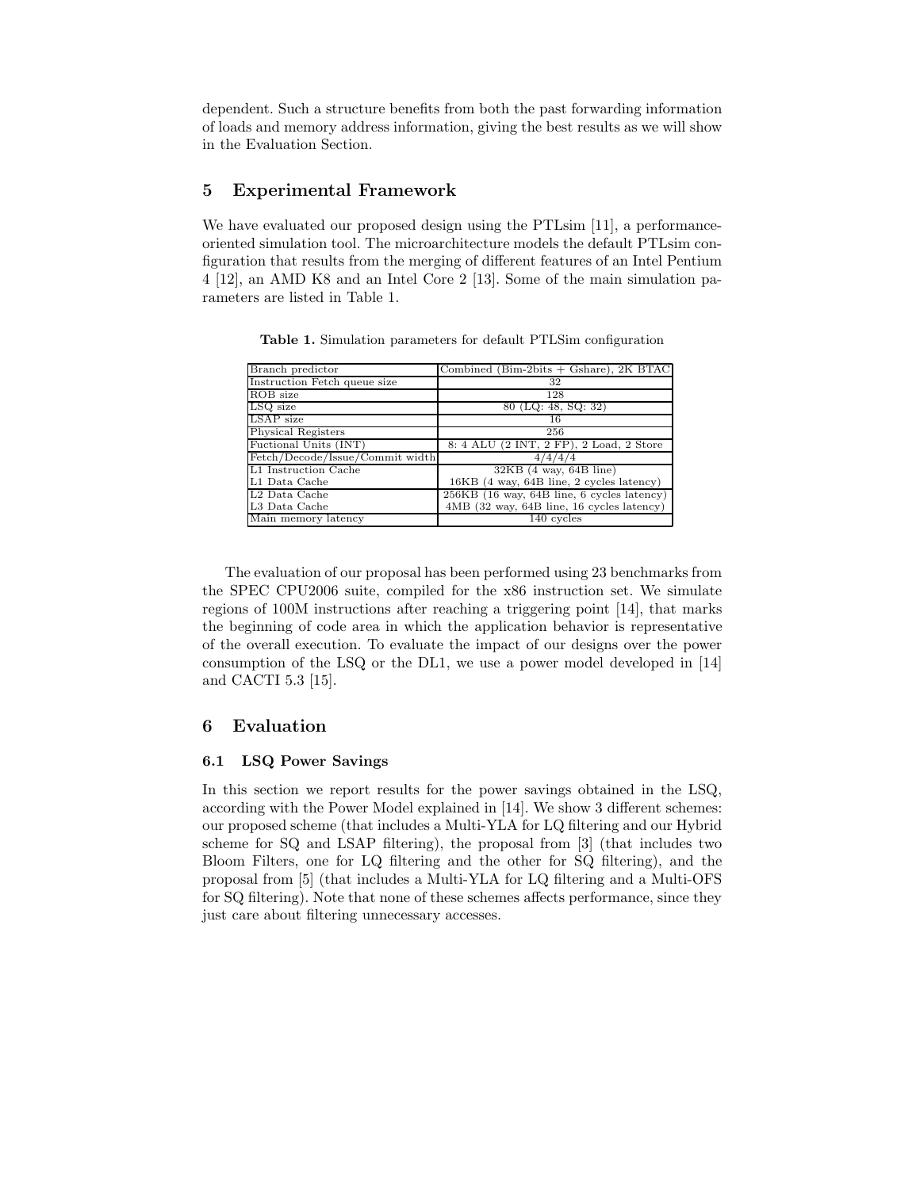dependent. Such a structure benefits from both the past forwarding information of loads and memory address information, giving the best results as we will show in the Evaluation Section.

## 5 Experimental Framework

We have evaluated our proposed design using the PTLsim [11], a performance-oriented simulation tool. The microarchitecture models the default PTLsim configuration that results from the merging of different features of an Intel Pentium 4 [12], an AMD K8 and an Intel Core 2 [13]. Some of the main simulation parameters are listed in Table 1.

**Table 1.** Simulation parameters for default PTLSim configuration

| Parameter | Value |
| --- | --- |
| Branch predictor | Combined (Bim-2bits + Gshare), 2K BTAC |
| Instruction Fetch queue size | 32 |
| ROB size | 128 |
| LSQ size | 80 (LQ: 48, SQ: 32) |
| LSAP size | 16 |
| Physical Registers | 256 |
| Fuctional Units (INT) | 8: 4 ALU (2 INT, 2 FP), 2 Load, 2 Store |
| Fetch/Decode/Issue/Commit width | 4/4/4/4 |
| L1 Instruction Cache | 32KB (4 way, 64B line) |
| L1 Data Cache | 16KB (4 way, 64B line, 2 cycles latency) |
| L2 Data Cache | 256KB (16 way, 64B line, 6 cycles latency) |
| L3 Data Cache | 4MB (32 way, 64B line, 16 cycles latency) |
| Main memory latency | 140 cycles |

The evaluation of our proposal has been performed using 23 benchmarks from the SPEC CPU2006 suite, compiled for the x86 instruction set. We simulate regions of 100M instructions after reaching a triggering point [14], that marks the beginning of code area in which the application behavior is representative of the overall execution. To evaluate the impact of our designs over the power consumption of the LSQ or the DL1, we use a power model developed in [14] and CACTI 5.3 [15].

## 6 Evaluation

### 6.1 LSQ Power Savings

In this section we report results for the power savings obtained in the LSQ, according with the Power Model explained in [14]. We show 3 different schemes: our proposed scheme (that includes a Multi-YLA for LQ filtering and our Hybrid scheme for SQ and LSAP filtering), the proposal from [3] (that includes two Bloom Filters, one for LQ filtering and the other for SQ filtering), and the proposal from [5] (that includes a Multi-YLA for LQ filtering and a Multi-OFS for SQ filtering). Note that none of these schemes affects performance, since they just care about filtering unnecessary accesses.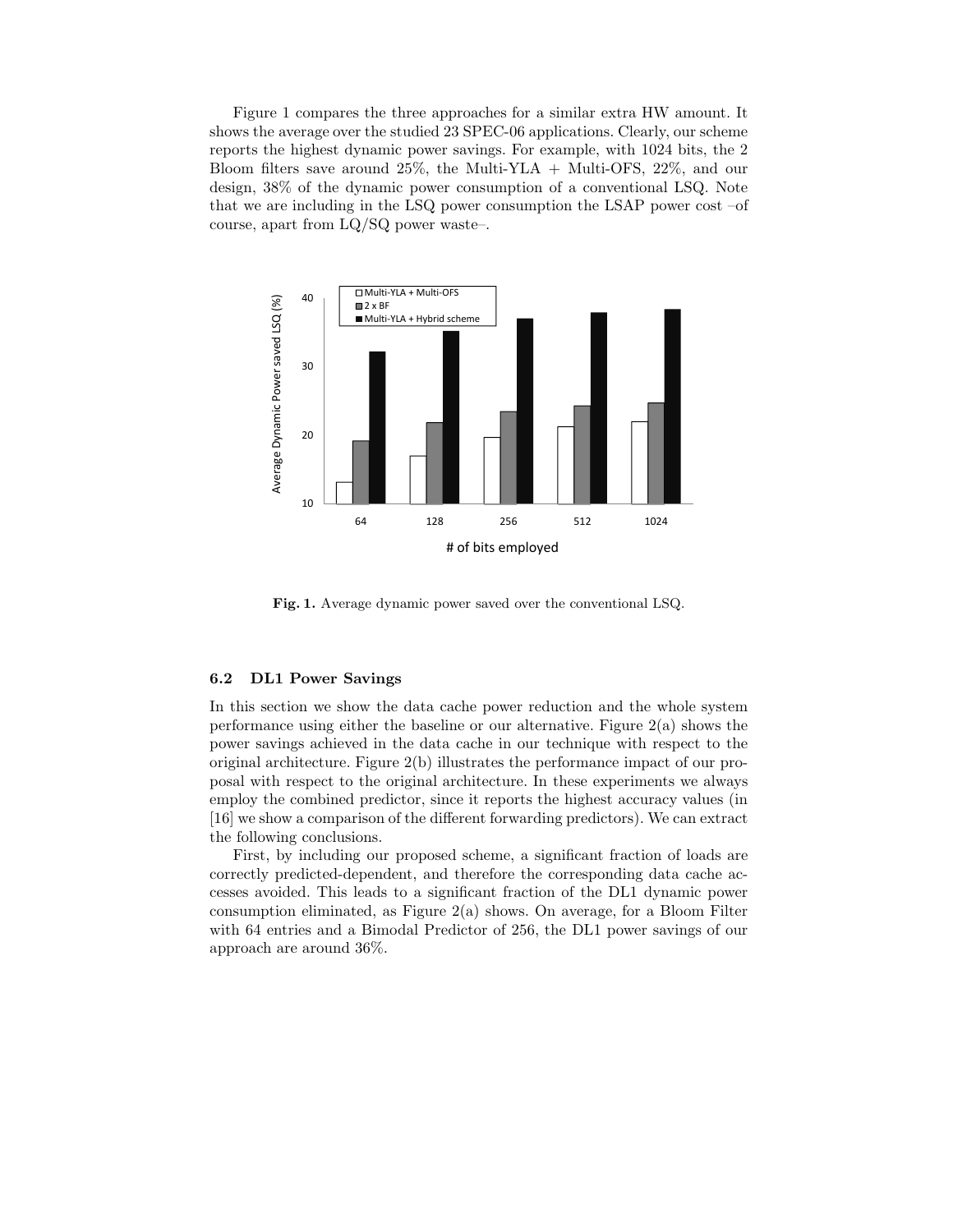Figure 1 compares the three approaches for a similar extra HW amount. It shows the average over the studied 23 SPEC-06 applications. Clearly, our scheme reports the highest dynamic power savings. For example, with 1024 bits, the 2 Bloom filters save around 25%, the Multi-YLA + Multi-OFS, 22%, and our design, 38% of the dynamic power consumption of a conventional LSQ. Note that we are including in the LSQ power consumption the LSAP power cost –of course, apart from LQ/SQ power waste–.

**Fig. 1.** Average dynamic power saved over the conventional LSQ.

### 6.2 DL1 Power Savings

In this section we show the data cache power reduction and the whole system performance using either the baseline or our alternative. Figure 2(a) shows the power savings achieved in the data cache in our technique with respect to the original architecture. Figure 2(b) illustrates the performance impact of our proposal with respect to the original architecture. In these experiments we always employ the combined predictor, since it reports the highest accuracy values (in [16] we show a comparison of the different forwarding predictors). We can extract the following conclusions.

First, by including our proposed scheme, a significant fraction of loads are correctly predicted-dependent, and therefore the corresponding data cache accesses avoided. This leads to a significant fraction of the DL1 dynamic power consumption eliminated, as Figure 2(a) shows. On average, for a Bloom Filter with 64 entries and a Bimodal Predictor of 256, the DL1 power savings of our approach are around 36%.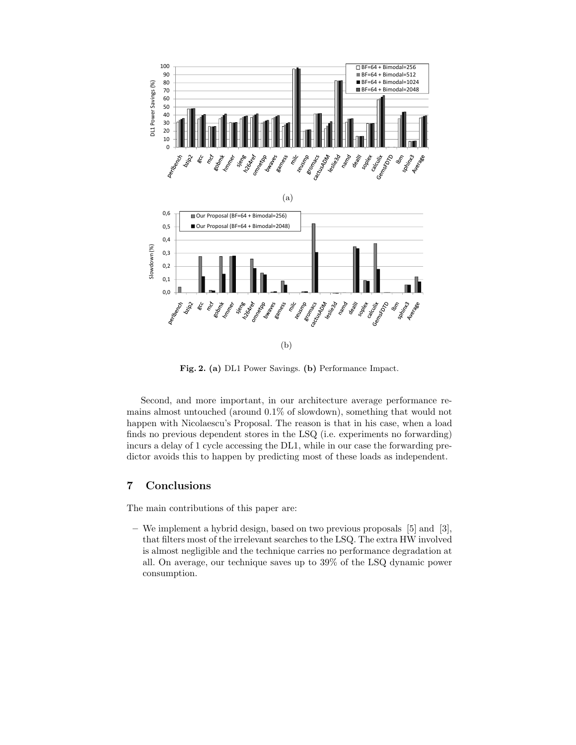**Fig. 2. (a)** DL1 Power Savings. **(b)** Performance Impact.

Second, and more important, in our architecture average performance remains almost untouched (around 0.1% of slowdown), something that would not happen with Nicolaescu's Proposal. The reason is that in his case, when a load finds no previous dependent stores in the LSQ (i.e. experiments no forwarding) incurs a delay of 1 cycle accessing the DL1, while in our case the forwarding predictor avoids this to happen by predicting most of these loads as independent.

## 7 Conclusions

The main contributions of this paper are:

- We implement a hybrid design, based on two previous proposals [5] and [3], that filters most of the irrelevant searches to the LSQ. The extra HW involved is almost negligible and the technique carries no performance degradation at all. On average, our technique saves up to 39% of the LSQ dynamic power consumption.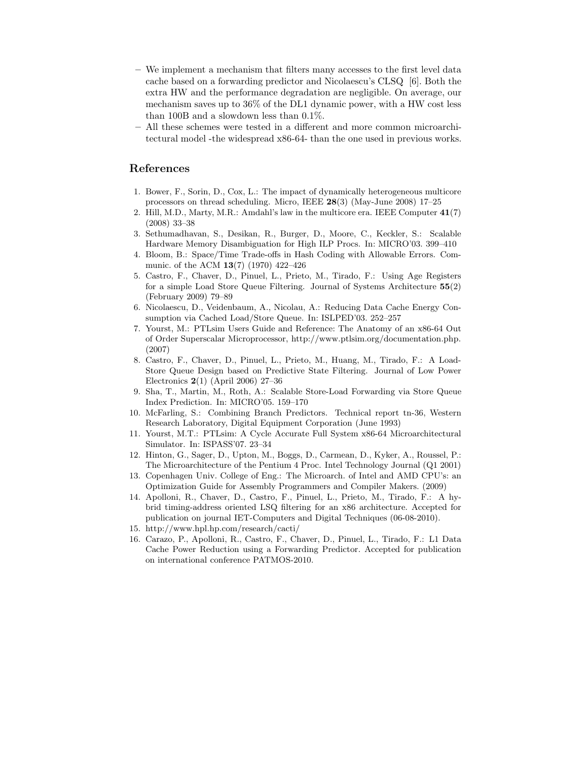– We implement a mechanism that filters many accesses to the first level data cache based on a forwarding predictor and Nicolaescu's CLSQ [6]. Both the extra HW and the performance degradation are negligible. On average, our mechanism saves up to 36% of the DL1 dynamic power, with a HW cost less than 100B and a slowdown less than 0.1%.
– All these schemes were tested in a different and more common microarchitectural model -the widespread x86-64- than the one used in previous works.

## References

1. Bower, F., Sorin, D., Cox, L.: The impact of dynamically heterogeneous multicore processors on thread scheduling. Micro, IEEE **28**(3) (May-June 2008) 17–25
2. Hill, M.D., Marty, M.R.: Amdahl's law in the multicore era. IEEE Computer **41**(7) (2008) 33–38
3. Sethumadhavan, S., Desikan, R., Burger, D., Moore, C., Keckler, S.: Scalable Hardware Memory Disambiguation for High ILP Procs. In: MICRO'03. 399–410
4. Bloom, B.: Space/Time Trade-offs in Hash Coding with Allowable Errors. Communic. of the ACM **13**(7) (1970) 422–426
5. Castro, F., Chaver, D., Pinuel, L., Prieto, M., Tirado, F.: Using Age Registers for a simple Load Store Queue Filtering. Journal of Systems Architecture **55**(2) (February 2009) 79–89
6. Nicolaescu, D., Veidenbaum, A., Nicolau, A.: Reducing Data Cache Energy Consumption via Cached Load/Store Queue. In: ISLPED'03. 252–257
7. Yourst, M.: PTLsim Users Guide and Reference: The Anatomy of an x86-64 Out of Order Superscalar Microprocessor, http://www.ptlsim.org/documentation.php. (2007)
8. Castro, F., Chaver, D., Pinuel, L., Prieto, M., Huang, M., Tirado, F.: A Load-Store Queue Design based on Predictive State Filtering. Journal of Low Power Electronics **2**(1) (April 2006) 27–36
9. Sha, T., Martin, M., Roth, A.: Scalable Store-Load Forwarding via Store Queue Index Prediction. In: MICRO'05. 159–170
10. McFarling, S.: Combining Branch Predictors. Technical report tn-36, Western Research Laboratory, Digital Equipment Corporation (June 1993)
11. Yourst, M.T.: PTLsim: A Cycle Accurate Full System x86-64 Microarchitectural Simulator. In: ISPASS'07. 23–34
12. Hinton, G., Sager, D., Upton, M., Boggs, D., Carmean, D., Kyker, A., Roussel, P.: The Microarchitecture of the Pentium 4 Proc. Intel Technology Journal (Q1 2001)
13. Copenhagen Univ. College of Eng.: The Microarch. of Intel and AMD CPU's: an Optimization Guide for Assembly Programmers and Compiler Makers. (2009)
14. Apolloni, R., Chaver, D., Castro, F., Pinuel, L., Prieto, M., Tirado, F.: A hybrid timing-address oriented LSQ filtering for an x86 architecture. Accepted for publication on journal IET-Computers and Digital Techniques (06-08-2010).
15. http://www.hpl.hp.com/research/cacti/
16. Carazo, P., Apolloni, R., Castro, F., Chaver, D., Pinuel, L., Tirado, F.: L1 Data Cache Power Reduction using a Forwarding Predictor. Accepted for publication on international conference PATMOS-2010.